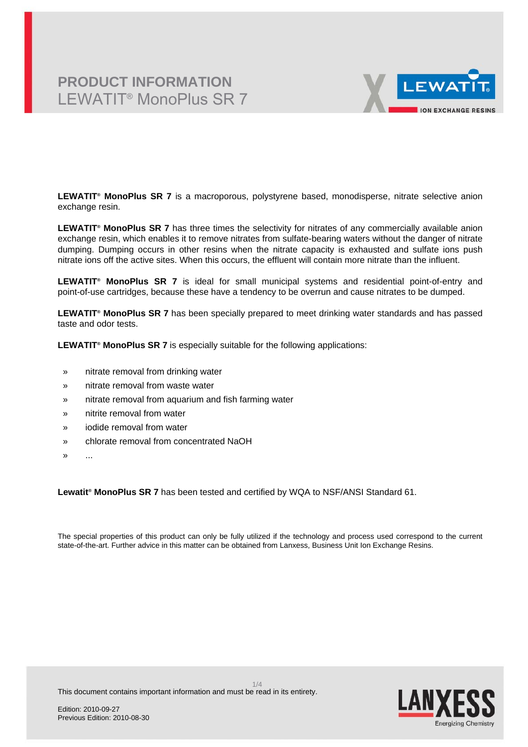# PRODUCT INFORMATION
## LEWATIT® MonoPlus SR 7

**LEWATIT® MonoPlus SR 7** is a macroporous, polystyrene based, monodisperse, nitrate selective anion exchange resin.

**LEWATIT® MonoPlus SR 7** has three times the selectivity for nitrates of any commercially available anion exchange resin, which enables it to remove nitrates from sulfate-bearing waters without the danger of nitrate dumping. Dumping occurs in other resins when the nitrate capacity is exhausted and sulfate ions push nitrate ions off the active sites. When this occurs, the effluent will contain more nitrate than the influent.

**LEWATIT® MonoPlus SR 7** is ideal for small municipal systems and residential point-of-entry and point-of-use cartridges, because these have a tendency to be overrun and cause nitrates to be dumped.

**LEWATIT® MonoPlus SR 7** has been specially prepared to meet drinking water standards and has passed taste and odor tests.

**LEWATIT® MonoPlus SR 7** is especially suitable for the following applications:

- nitrate removal from drinking water
- nitrate removal from waste water
- nitrate removal from aquarium and fish farming water
- nitrite removal from water
- iodide removal from water
- chlorate removal from concentrated NaOH
- ...

**Lewatit® MonoPlus SR 7** has been tested and certified by WQA to NSF/ANSI Standard 61.

The special properties of this product can only be fully utilized if the technology and process used correspond to the current state-of-the-art. Further advice in this matter can be obtained from Lanxess, Business Unit Ion Exchange Resins.

This document contains important information and must be read in its entirety.

Edition: 2010-09-27
Previous Edition: 2010-08-30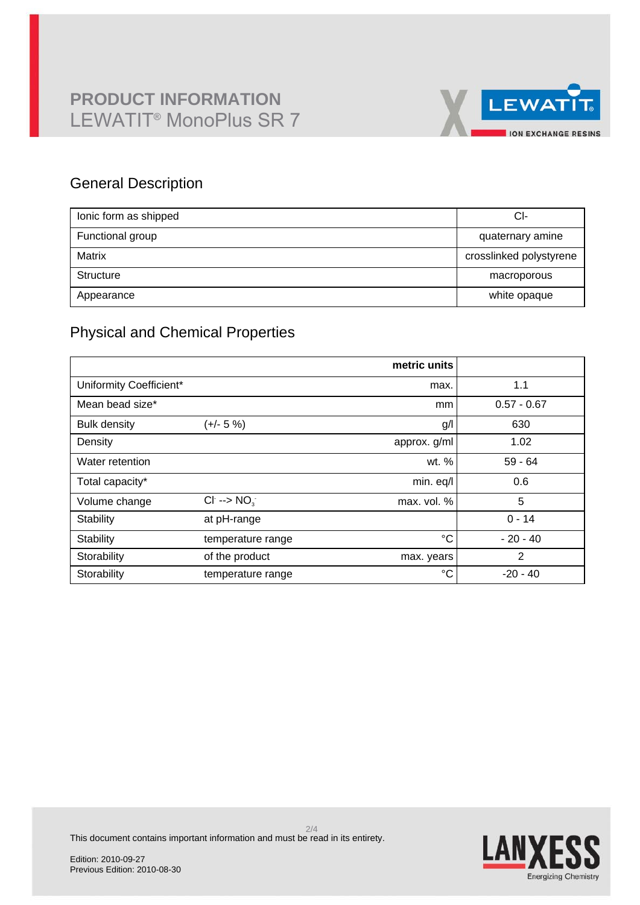# PRODUCT INFORMATION

## LEWATIT® MonoPlus SR 7

## General Description

| | |
|---|---|
| Ionic form as shipped | Cl- |
| Functional group | quaternary amine |
| Matrix | crosslinked polystyrene |
| Structure | macroporous |
| Appearance | white opaque |

## Physical and Chemical Properties

| | | metric units | |
|---|---|---|---|
| Uniformity Coefficient* | | max. | 1.1 |
| Mean bead size* | | mm | 0.57 - 0.67 |
| Bulk density | (+/- 5 %) | g/l | 630 |
| Density | | approx. g/ml | 1.02 |
| Water retention | | wt. % | 59 - 64 |
| Total capacity* | | min. eq/l | 0.6 |
| Volume change | $Cl^-$ --> $NO_3^-$ | max. vol. % | 5 |
| Stability | at pH-range | | 0 - 14 |
| Stability | temperature range | °C | - 20 - 40 |
| Storability | of the product | max. years | 2 |
| Storability | temperature range | °C | -20 - 40 |

This document contains important information and must be read in its entirety.

Edition: 2010-09-27
Previous Edition: 2010-08-30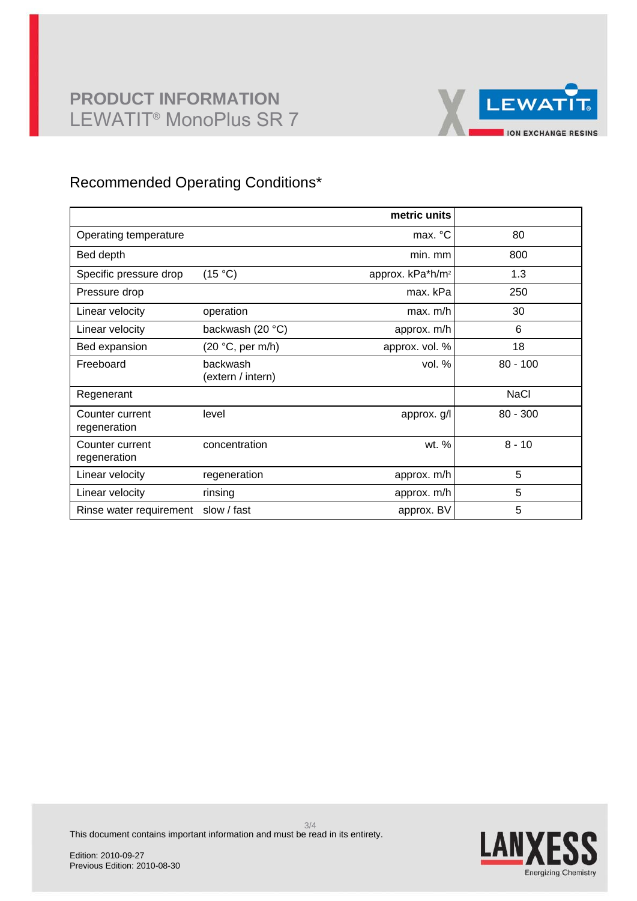## Recommended Operating Conditions*

| | | metric units | |
|---|---|---|---|
| Operating temperature | | max. °C | 80 |
| Bed depth | | min. mm | 800 |
| Specific pressure drop | (15 °C) | approx. kPa*h/m² | 1.3 |
| Pressure drop | | max. kPa | 250 |
| Linear velocity | operation | max. m/h | 30 |
| Linear velocity | backwash (20 °C) | approx. m/h | 6 |
| Bed expansion | (20 °C, per m/h) | approx. vol. % | 18 |
| Freeboard | backwash (extern / intern) | vol. % | 80 - 100 |
| Regenerant | | | NaCl |
| Counter current regeneration | level | approx. g/l | 80 - 300 |
| Counter current regeneration | concentration | wt. % | 8 - 10 |
| Linear velocity | regeneration | approx. m/h | 5 |
| Linear velocity | rinsing | approx. m/h | 5 |
| Rinse water requirement | slow / fast | approx. BV | 5 |

This document contains important information and must be read in its entirety.

Edition: 2010-09-27
Previous Edition: 2010-08-30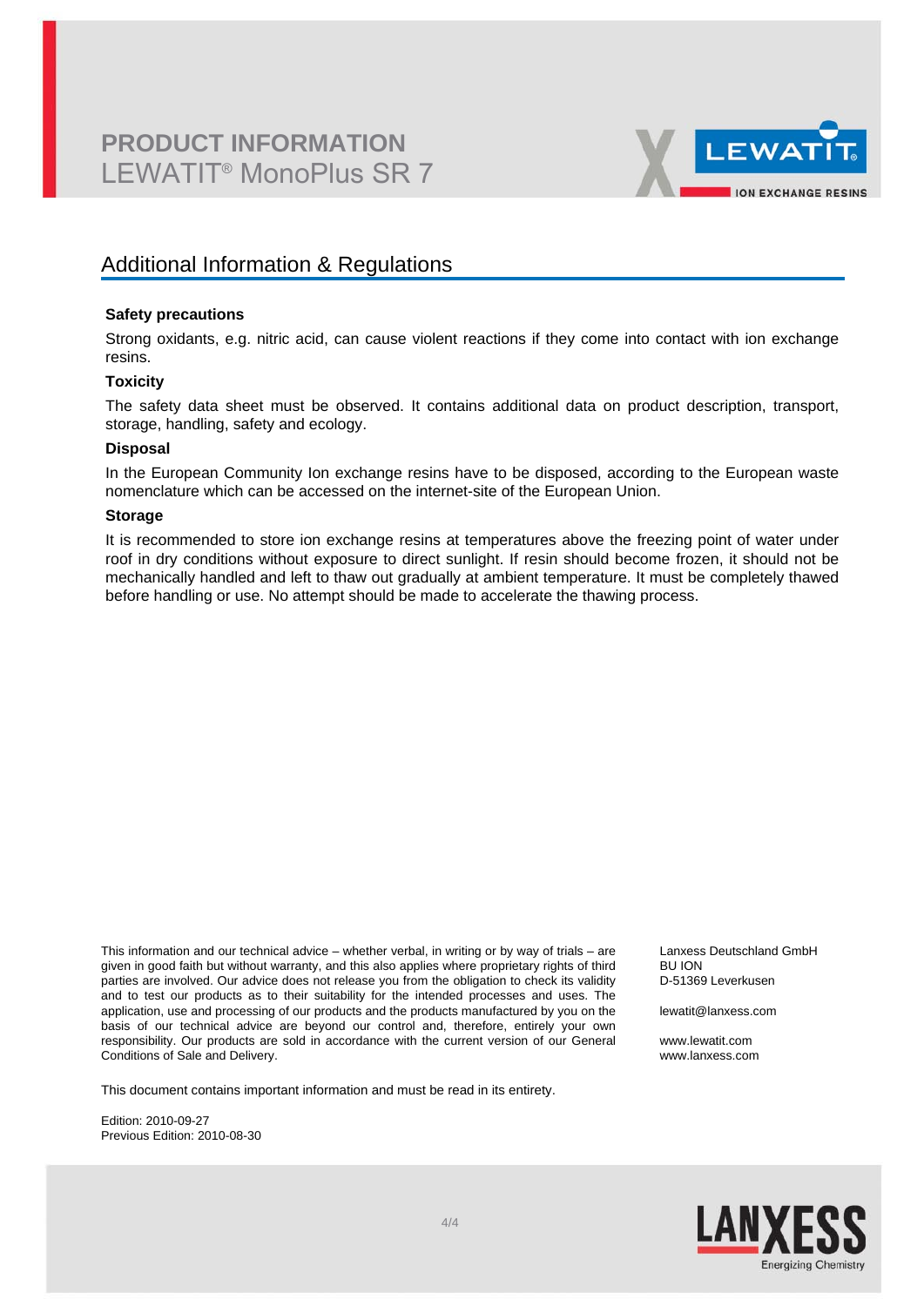## Additional Information & Regulations

### Safety precautions

Strong oxidants, e.g. nitric acid, can cause violent reactions if they come into contact with ion exchange resins.

### Toxicity

The safety data sheet must be observed. It contains additional data on product description, transport, storage, handling, safety and ecology.

### Disposal

In the European Community Ion exchange resins have to be disposed, according to the European waste nomenclature which can be accessed on the internet-site of the European Union.

### Storage

It is recommended to store ion exchange resins at temperatures above the freezing point of water under roof in dry conditions without exposure to direct sunlight. If resin should become frozen, it should not be mechanically handled and left to thaw out gradually at ambient temperature. It must be completely thawed before handling or use. No attempt should be made to accelerate the thawing process.

This information and our technical advice – whether verbal, in writing or by way of trials – are given in good faith but without warranty, and this also applies where proprietary rights of third parties are involved. Our advice does not release you from the obligation to check its validity and to test our products as to their suitability for the intended processes and uses. The application, use and processing of our products and the products manufactured by you on the basis of our technical advice are beyond our control and, therefore, entirely your own responsibility. Our products are sold in accordance with the current version of our General Conditions of Sale and Delivery.

Lanxess Deutschland GmbH
BU ION
D-51369 Leverkusen

lewatit@lanxess.com

www.lewatit.com
www.lanxess.com

This document contains important information and must be read in its entirety.

Edition: 2010-09-27
Previous Edition: 2010-08-30